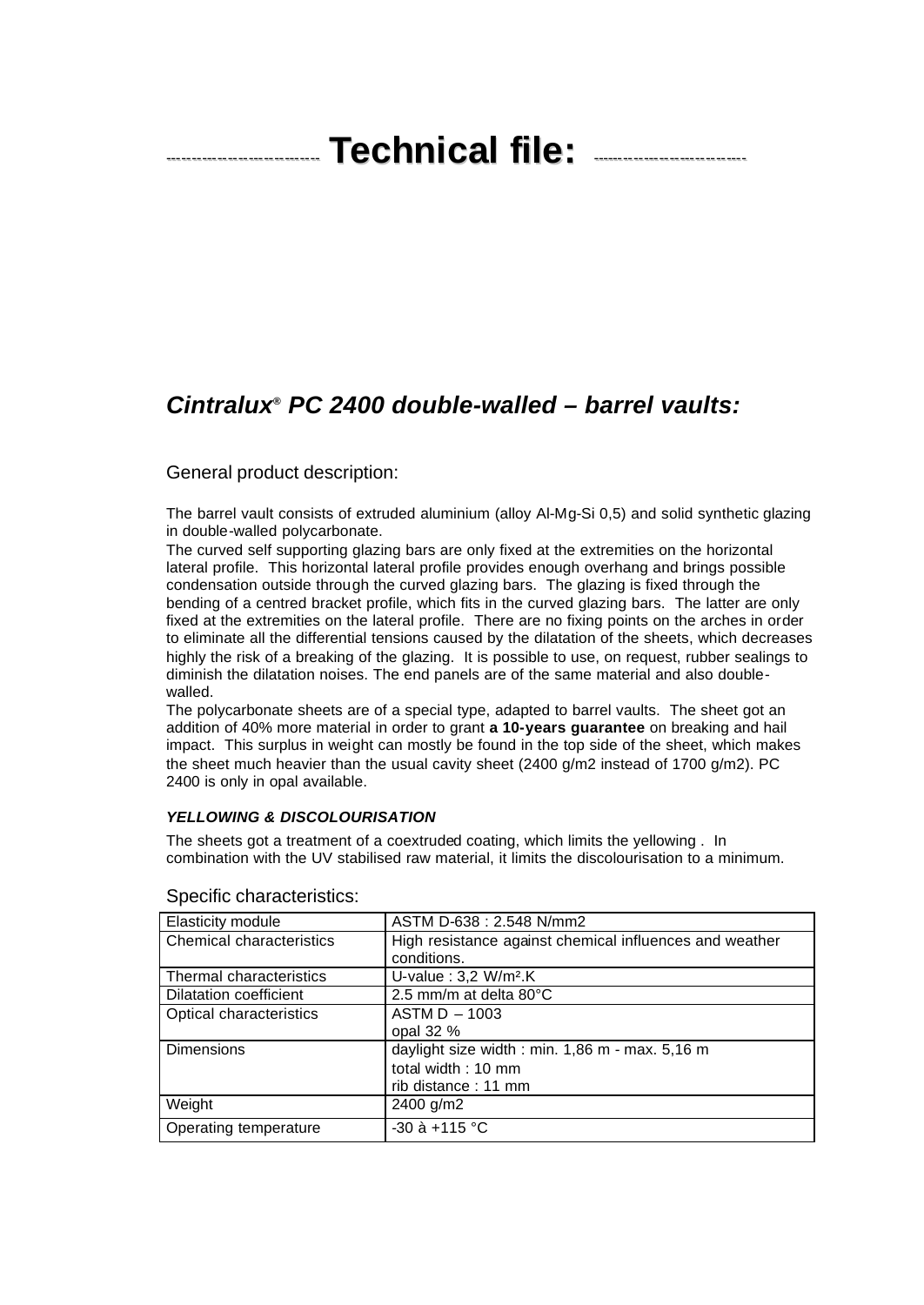# Technical file:

## *Cintralux® PC 2400 double-walled – barrel vaults:*

### General product description:

The barrel vault consists of extruded aluminium (alloy Al-Mg-Si 0,5) and solid synthetic glazing in double-walled polycarbonate.
The curved self supporting glazing bars are only fixed at the extremities on the horizontal lateral profile. This horizontal lateral profile provides enough overhang and brings possible condensation outside through the curved glazing bars. The glazing is fixed through the bending of a centred bracket profile, which fits in the curved glazing bars. The latter are only fixed at the extremities on the lateral profile. There are no fixing points on the arches in order to eliminate all the differential tensions caused by the dilatation of the sheets, which decreases highly the risk of a breaking of the glazing. It is possible to use, on request, rubber sealings to diminish the dilatation noises. The end panels are of the same material and also double-walled.
The polycarbonate sheets are of a special type, adapted to barrel vaults. The sheet got an addition of 40% more material in order to grant **a 10-years guarantee** on breaking and hail impact. This surplus in weight can mostly be found in the top side of the sheet, which makes the sheet much heavier than the usual cavity sheet (2400 g/m2 instead of 1700 g/m2). PC 2400 is only in opal available.

***YELLOWING & DISCOLOURISATION***

The sheets got a treatment of a coextruded coating, which limits the yellowing . In combination with the UV stabilised raw material, it limits the discolourisation to a minimum.

### Specific characteristics:

| | |
|---|---|
| Elasticity module | ASTM D-638 : 2.548 N/mm2 |
| Chemical characteristics | High resistance against chemical influences and weather conditions. |
| Thermal characteristics | U-value : 3,2 W/m².K |
| Dilatation coefficient | 2.5 mm/m at delta 80°C |
| Optical characteristics | ASTM D – 1003<br>opal 32 % |
| Dimensions | daylight size width : min. 1,86 m - max. 5,16 m<br>total width : 10 mm<br>rib distance : 11 mm |
| Weight | 2400 g/m2 |
| Operating temperature | -30 à +115 °C |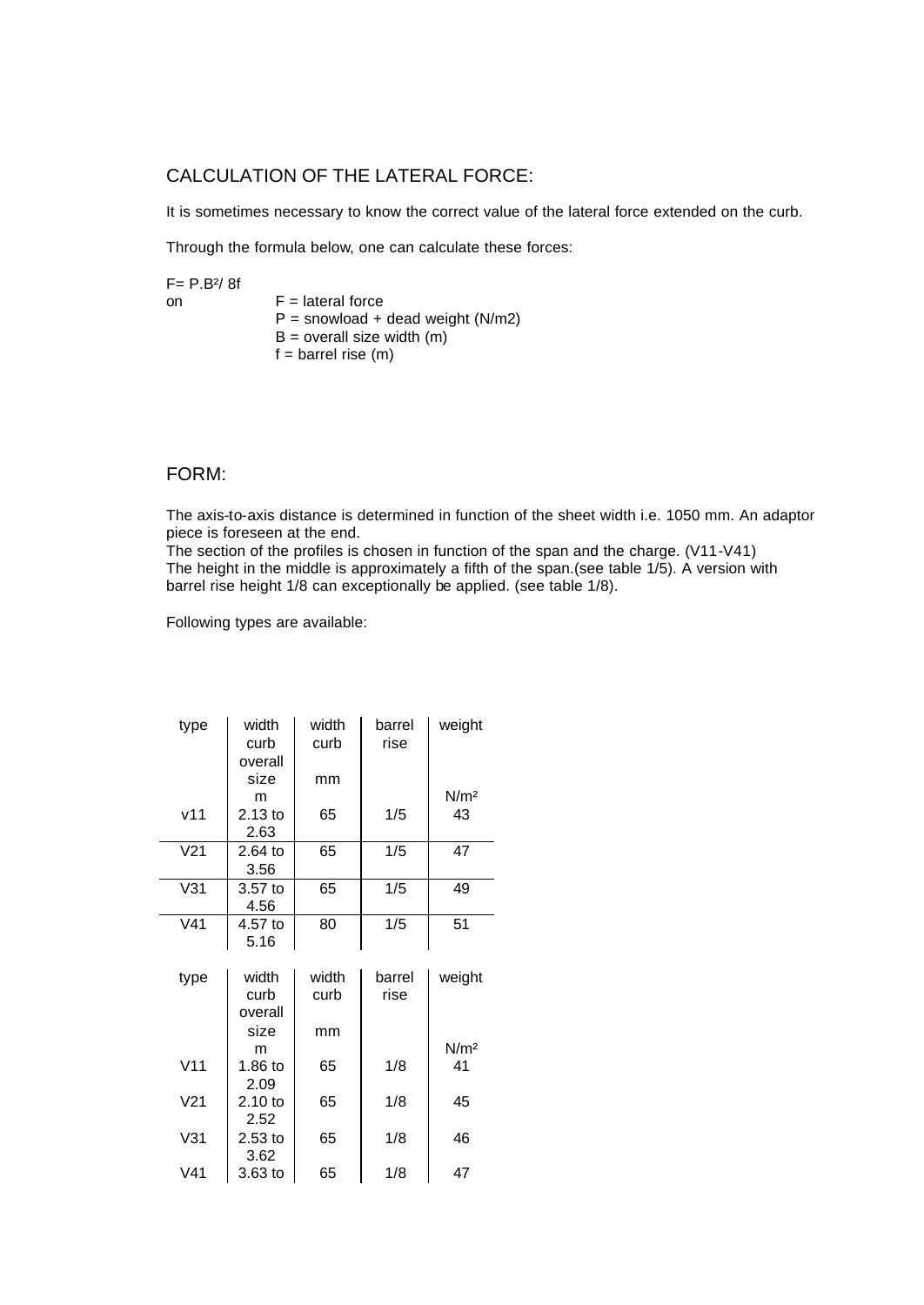## CALCULATION OF THE LATERAL FORCE:

It is sometimes necessary to know the correct value of the lateral force extended on the curb.

Through the formula below, one can calculate these forces:

$F = P.B^2 / 8f$

on
- F = lateral force
- P = snowload + dead weight (N/m2)
- B = overall size width (m)
- f = barrel rise (m)

## FORM:

The axis-to-axis distance is determined in function of the sheet width i.e. 1050 mm. An adaptor piece is foreseen at the end.
The section of the profiles is chosen in function of the span and the charge. (V11-V41)
The height in the middle is approximately a fifth of the span.(see table 1/5). A version with barrel rise height 1/8 can exceptionally be applied. (see table 1/8).

Following types are available:

| type | width curb overall size m | width curb mm | barrel rise | weight N/m² |
|---|---|---|---|---|
| v11 | 2.13 to 2.63 | 65 | 1/5 | 43 |
| V21 | 2.64 to 3.56 | 65 | 1/5 | 47 |
| V31 | 3.57 to 4.56 | 65 | 1/5 | 49 |
| V41 | 4.57 to 5.16 | 80 | 1/5 | 51 |

| type | width curb overall size m | width curb mm | barrel rise | weight N/m² |
|---|---|---|---|---|
| V11 | 1.86 to 2.09 | 65 | 1/8 | 41 |
| V21 | 2.10 to 2.52 | 65 | 1/8 | 45 |
| V31 | 2.53 to 3.62 | 65 | 1/8 | 46 |
| V41 | 3.63 to | 65 | 1/8 | 47 |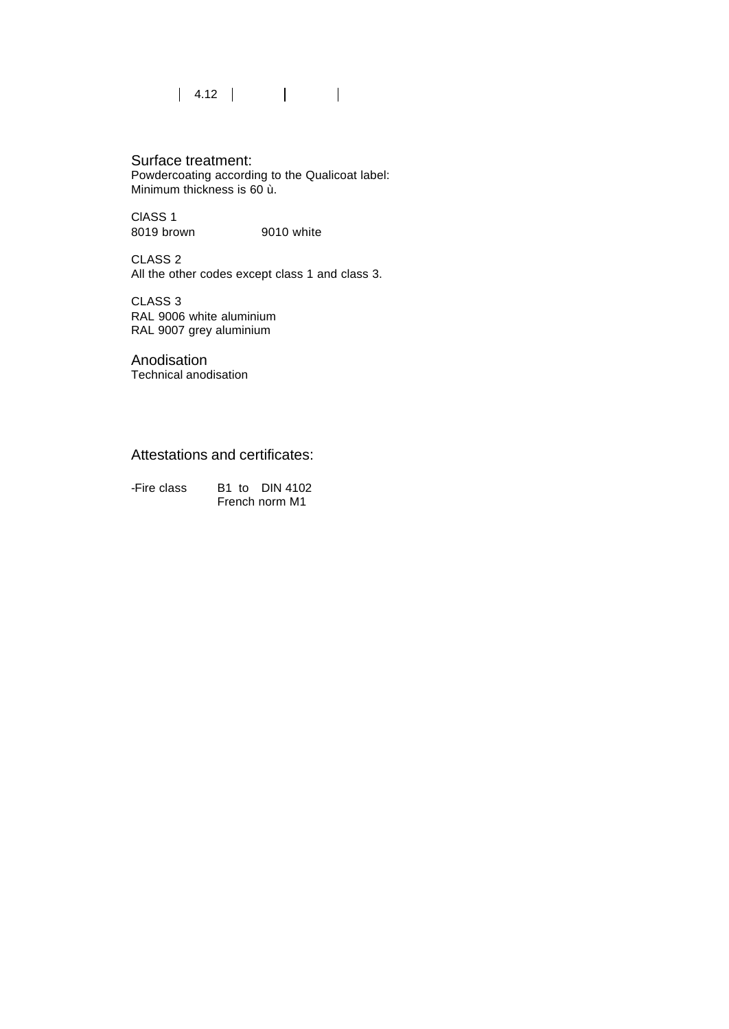## Surface treatment:

Powdercoating according to the Qualicoat label:
Minimum thickness is 60 ù.

ClASS 1
8019 brown 9010 white

CLASS 2
All the other codes except class 1 and class 3.

CLASS 3
RAL 9006 white aluminium
RAL 9007 grey aluminium

## Anodisation

Technical anodisation

## Attestations and certificates:

-Fire class B1 to DIN 4102
French norm M1